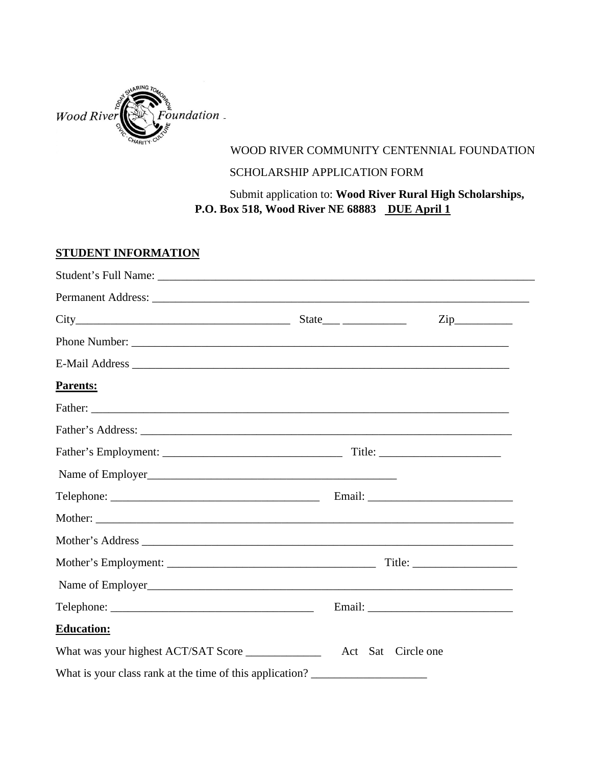Wood River Foundation

WOOD RIVER COMMUNITY CENTENNIAL FOUNDATION

SCHOLARSHIP APPLICATION FORM

Submit application to: **Wood River Rural High Scholarships, P.O. Box 518, Wood River NE 68883** **DUE April 1**

## STUDENT INFORMATION

Student's Full Name: ______________________________________________________________________

Permanent Address: ______________________________________________________________________

City______________________________________ State___ ___________ Zip__________

Phone Number: ______________________________________________________________________

E-Mail Address ______________________________________________________________________

**Parents:**

Father: ______________________________________________________________________

Father's Address: ______________________________________________________________________

Father's Employment: _______________________________ Title: _____________________

Name of Employer_____________________________________________

Telephone: _____________________________________ Email: _________________________

Mother: ______________________________________________________________________

Mother's Address ______________________________________________________________________

Mother's Employment: ____________________________________ Title: __________________

Name of Employer______________________________________________________________________

Telephone: ____________________________________ Email: _________________________

**Education:**

What was your highest ACT/SAT Score _____________ Act Sat Circle one

What is your class rank at the time of this application? ____________________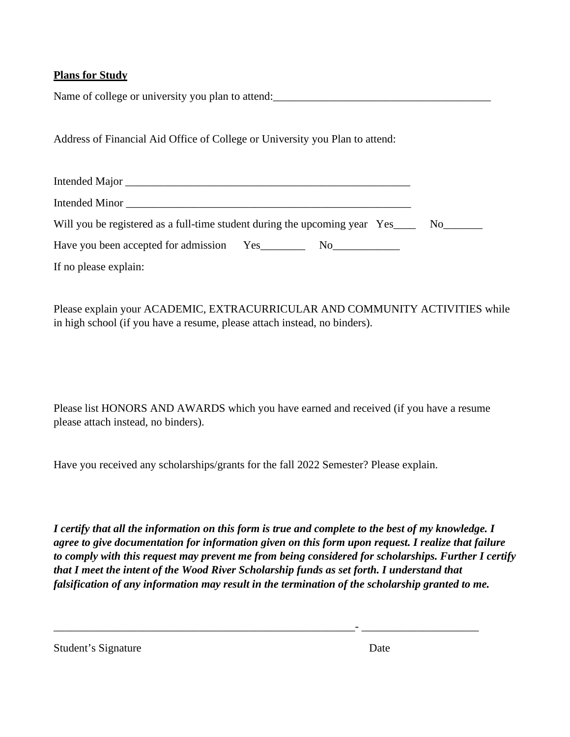**Plans for Study**

Name of college or university you plan to attend:_______________________________________

Address of Financial Aid Office of College or University you Plan to attend:

Intended Major _____________________________________________________

Intended Minor _____________________________________________________

Will you be registered as a full-time student during the upcoming year Yes____ No_______

Have you been accepted for admission Yes________ No____________

If no please explain:

Please explain your ACADEMIC, EXTRACURRICULAR AND COMMUNITY ACTIVITIES while in high school (if you have a resume, please attach instead, no binders).

Please list HONORS AND AWARDS which you have earned and received (if you have a resume please attach instead, no binders).

Have you received any scholarships/grants for the fall 2022 Semester? Please explain.

***I certify that all the information on this form is true and complete to the best of my knowledge. I agree to give documentation for information given on this form upon request. I realize that failure to comply with this request may prevent me from being considered for scholarships. Further I certify that I meet the intent of the Wood River Scholarship funds as set forth. I understand that falsification of any information may result in the termination of the scholarship granted to me.***

________________________________________________________- ____________________

Student's Signature Date